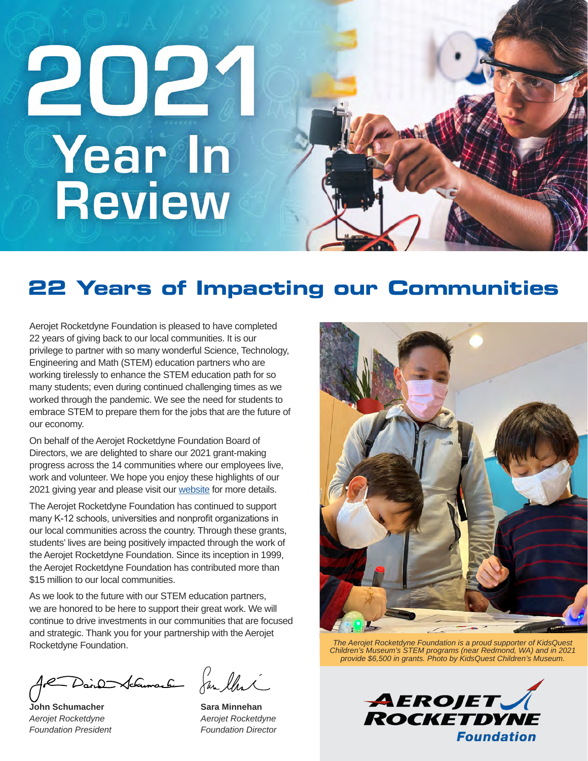# 2021 Year In Review

## 22 Years of Impacting our Communities

Aerojet Rocketdyne Foundation is pleased to have completed 22 years of giving back to our local communities. It is our privilege to partner with so many wonderful Science, Technology, Engineering and Math (STEM) education partners who are working tirelessly to enhance the STEM education path for so many students; even during continued challenging times as we worked through the pandemic. We see the need for students to embrace STEM to prepare them for the jobs that are the future of our economy.

On behalf of the Aerojet Rocketdyne Foundation Board of Directors, we are delighted to share our 2021 grant-making progress across the 14 communities where our employees live, work and volunteer. We hope you enjoy these highlights of our 2021 giving year and please visit our website for more details.

The Aerojet Rocketdyne Foundation has continued to support many K-12 schools, universities and nonprofit organizations in our local communities across the country. Through these grants, students' lives are being positively impacted through the work of the Aerojet Rocketdyne Foundation. Since its inception in 1999, the Aerojet Rocketdyne Foundation has contributed more than $15 million to our local communities.

As we look to the future with our STEM education partners, we are honored to be here to support their great work. We will continue to drive investments in our communities that are focused and strategic. Thank you for your partnership with the Aerojet Rocketdyne Foundation.

**John Schumacher**
*Aerojet Rocketdyne Foundation President*

**Sara Minnehan**
*Aerojet Rocketdyne Foundation Director*

*The Aerojet Rocketdyne Foundation is a proud supporter of KidsQuest Children's Museum's STEM programs (near Redmond, WA) and in 2021 provide $6,500 in grants. Photo by KidsQuest Children's Museum.*

**Aerojet Rocketdyne Foundation**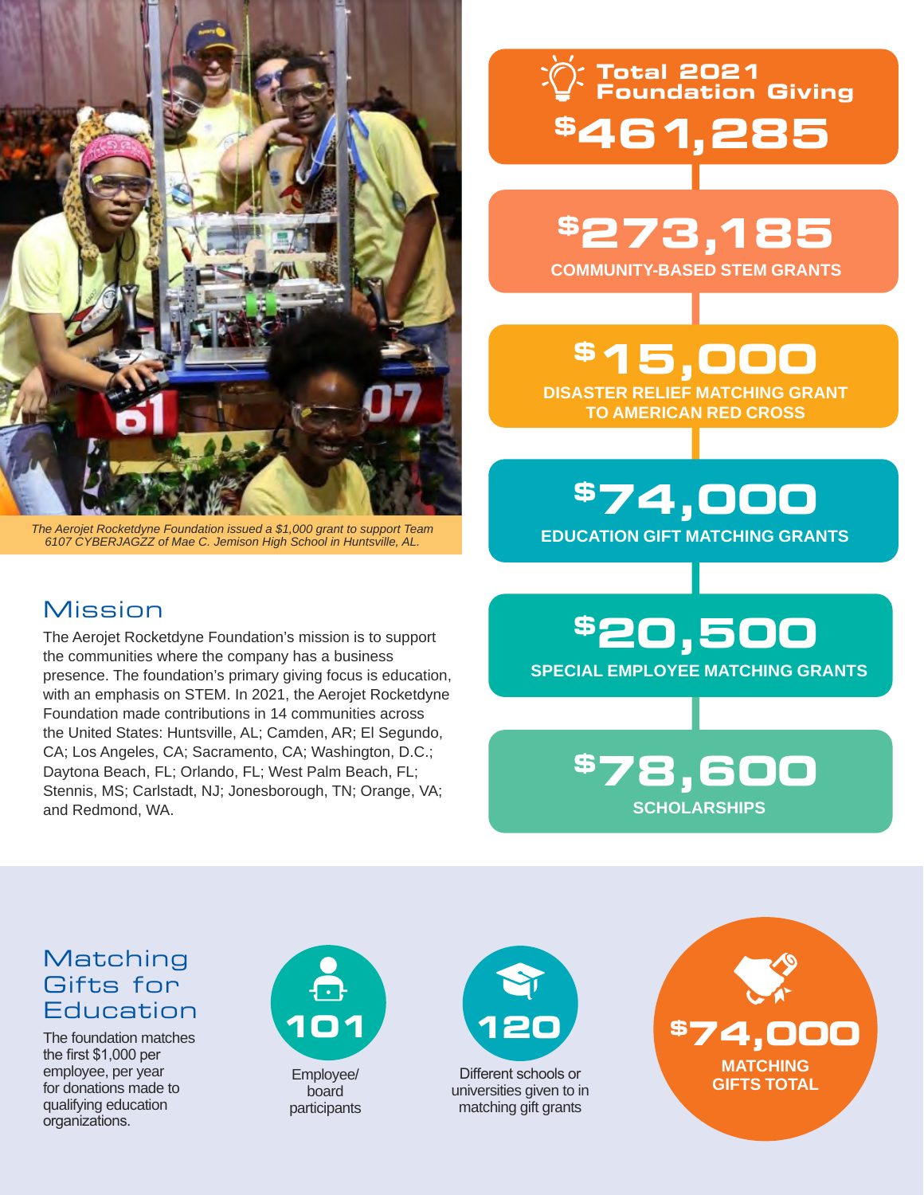*The Aerojet Rocketdyne Foundation issued a $1,000 grant to support Team 6107 CYBERJAGZZ of Mae C. Jemison High School in Huntsville, AL.*

## Mission

The Aerojet Rocketdyne Foundation's mission is to support the communities where the company has a business presence. The foundation's primary giving focus is education, with an emphasis on STEM. In 2021, the Aerojet Rocketdyne Foundation made contributions in 14 communities across the United States: Huntsville, AL; Camden, AR; El Segundo, CA; Los Angeles, CA; Sacramento, CA; Washington, D.C.; Daytona Beach, FL; Orlando, FL; West Palm Beach, FL; Stennis, MS; Carlstadt, NJ; Jonesborough, TN; Orange, VA; and Redmond, WA.

## Total 2021 Foundation Giving

**$461,285**

**$273,185**
COMMUNITY-BASED STEM GRANTS

**$15,000**
DISASTER RELIEF MATCHING GRANT TO AMERICAN RED CROSS

**$74,000**
EDUCATION GIFT MATCHING GRANTS

**$20,500**
SPECIAL EMPLOYEE MATCHING GRANTS

**$78,600**
SCHOLARSHIPS

## Matching Gifts for Education

The foundation matches the first $1,000 per employee, per year for donations made to qualifying education organizations.

**101**
Employee/board participants

**120**
Different schools or universities given to in matching gift grants

**$74,000**
MATCHING GIFTS TOTAL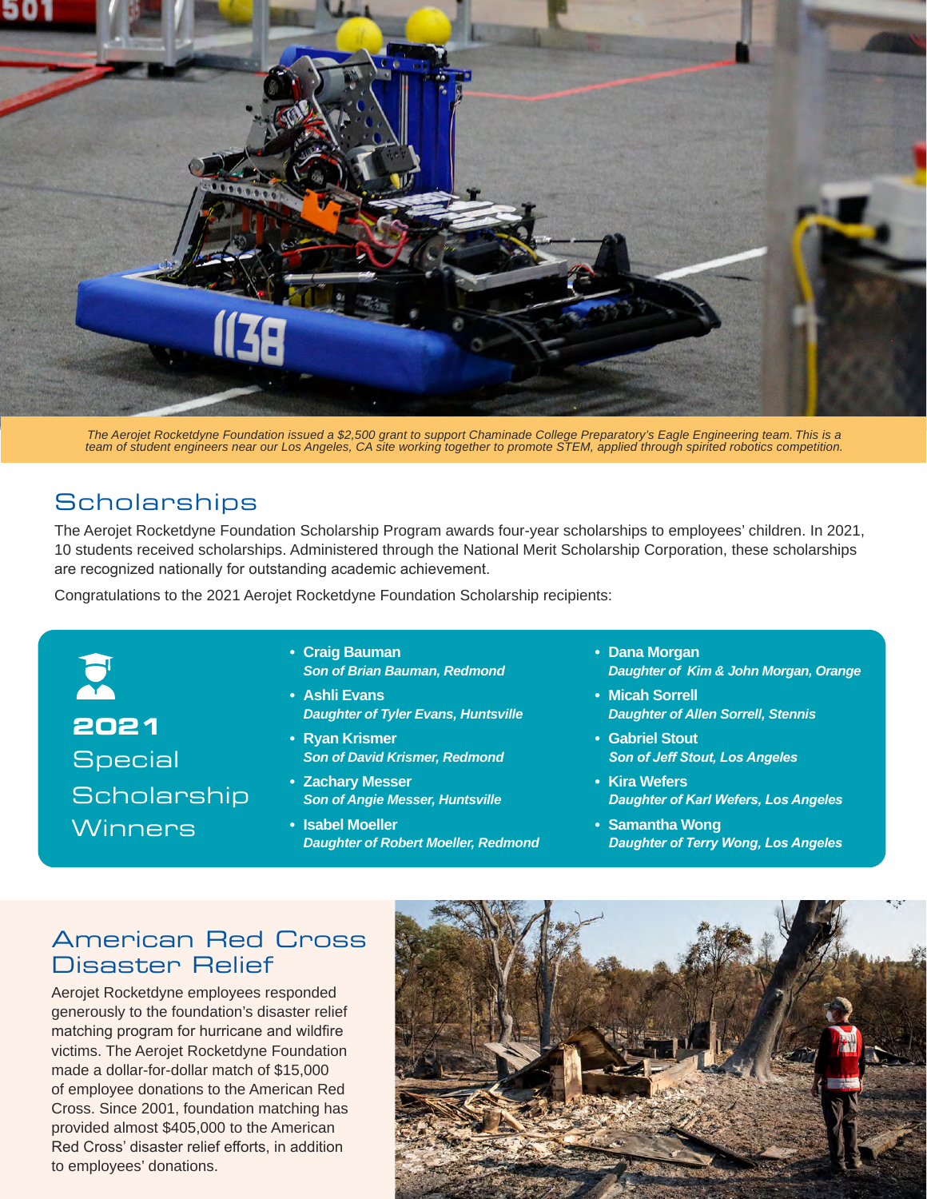The Aerojet Rocketdyne Foundation issued a $2,500 grant to support Chaminade College Preparatory's Eagle Engineering team. This is a team of student engineers near our Los Angeles, CA site working together to promote STEM, applied through spirited robotics competition.

## Scholarships

The Aerojet Rocketdyne Foundation Scholarship Program awards four-year scholarships to employees' children. In 2021, 10 students received scholarships. Administered through the National Merit Scholarship Corporation, these scholarships are recognized nationally for outstanding academic achievement.

Congratulations to the 2021 Aerojet Rocketdyne Foundation Scholarship recipients:

### 2021 Special Scholarship Winners

- **Craig Bauman**
  *Son of Brian Bauman, Redmond*
- **Ashli Evans**
  *Daughter of Tyler Evans, Huntsville*
- **Ryan Krismer**
  *Son of David Krismer, Redmond*
- **Zachary Messer**
  *Son of Angie Messer, Huntsville*
- **Isabel Moeller**
  *Daughter of Robert Moeller, Redmond*
- **Dana Morgan**
  *Daughter of Kim & John Morgan, Orange*
- **Micah Sorrell**
  *Daughter of Allen Sorrell, Stennis*
- **Gabriel Stout**
  *Son of Jeff Stout, Los Angeles*
- **Kira Wefers**
  *Daughter of Karl Wefers, Los Angeles*
- **Samantha Wong**
  *Daughter of Terry Wong, Los Angeles*

## American Red Cross Disaster Relief

Aerojet Rocketdyne employees responded generously to the foundation's disaster relief matching program for hurricane and wildfire victims. The Aerojet Rocketdyne Foundation made a dollar-for-dollar match of $15,000 of employee donations to the American Red Cross. Since 2001, foundation matching has provided almost $405,000 to the American Red Cross' disaster relief efforts, in addition to employees' donations.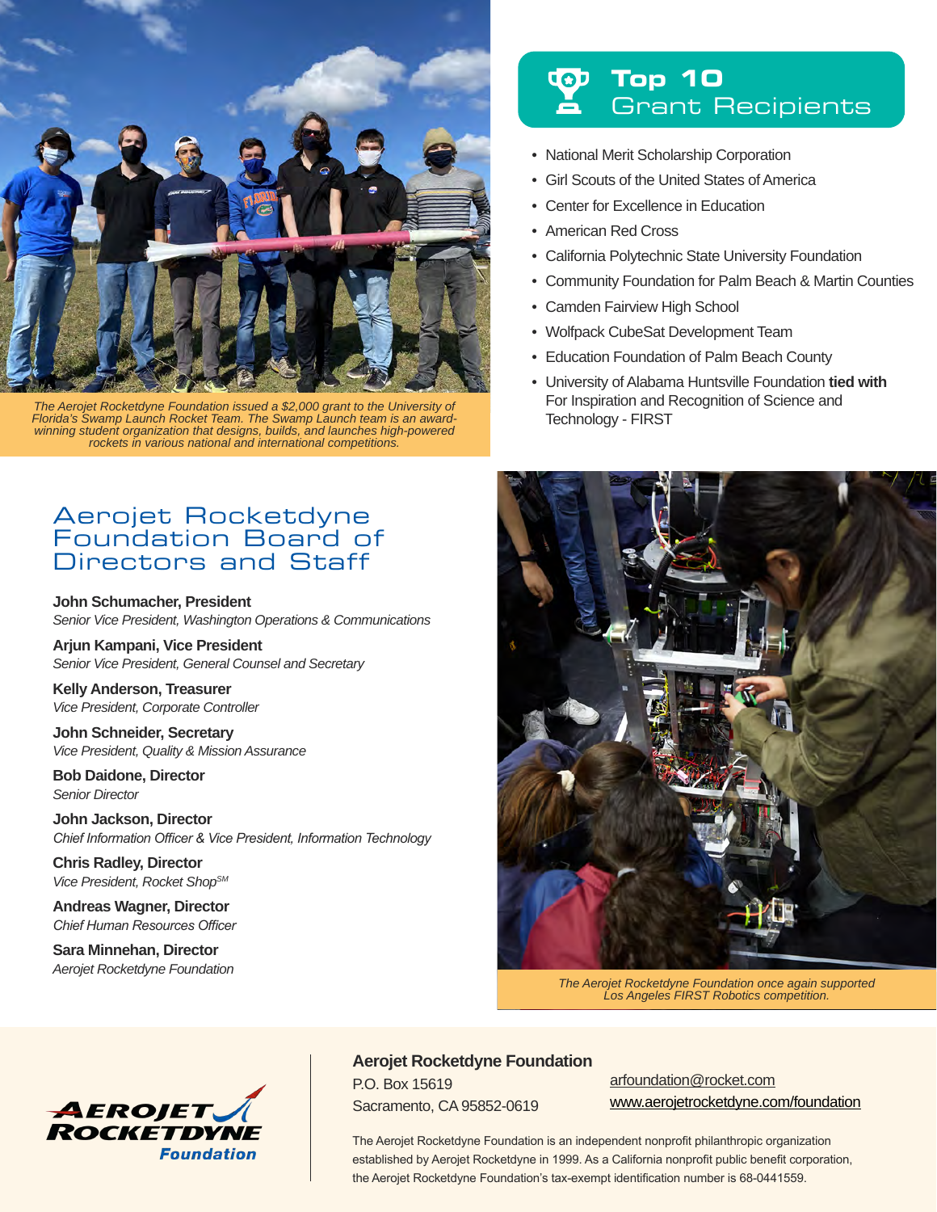The Aerojet Rocketdyne Foundation issued a $2,000 grant to the University of Florida's Swamp Launch Rocket Team. The Swamp Launch team is an award-winning student organization that designs, builds, and launches high-powered rockets in various national and international competitions.

## Top 10 Grant Recipients

- National Merit Scholarship Corporation
- Girl Scouts of the United States of America
- Center for Excellence in Education
- American Red Cross
- California Polytechnic State University Foundation
- Community Foundation for Palm Beach & Martin Counties
- Camden Fairview High School
- Wolfpack CubeSat Development Team
- Education Foundation of Palm Beach County
- University of Alabama Huntsville Foundation **tied with** For Inspiration and Recognition of Science and Technology - FIRST

## Aerojet Rocketdyne Foundation Board of Directors and Staff

**John Schumacher, President**
*Senior Vice President, Washington Operations & Communications*

**Arjun Kampani, Vice President**
*Senior Vice President, General Counsel and Secretary*

**Kelly Anderson, Treasurer**
*Vice President, Corporate Controller*

**John Schneider, Secretary**
*Vice President, Quality & Mission Assurance*

**Bob Daidone, Director**
*Senior Director*

**John Jackson, Director**
*Chief Information Officer & Vice President, Information Technology*

**Chris Radley, Director**
*Vice President, Rocket Shop*SM

**Andreas Wagner, Director**
*Chief Human Resources Officer*

**Sara Minnehan, Director**
*Aerojet Rocketdyne Foundation*

The Aerojet Rocketdyne Foundation once again supported Los Angeles FIRST Robotics competition.

AEROJET ROCKETDYNE Foundation

**Aerojet Rocketdyne Foundation**
P.O. Box 15619
Sacramento, CA 95852-0619

arfoundation@rocket.com
www.aerojetrocketdyne.com/foundation

The Aerojet Rocketdyne Foundation is an independent nonprofit philanthropic organization established by Aerojet Rocketdyne in 1999. As a California nonprofit public benefit corporation, the Aerojet Rocketdyne Foundation's tax-exempt identification number is 68-0441559.